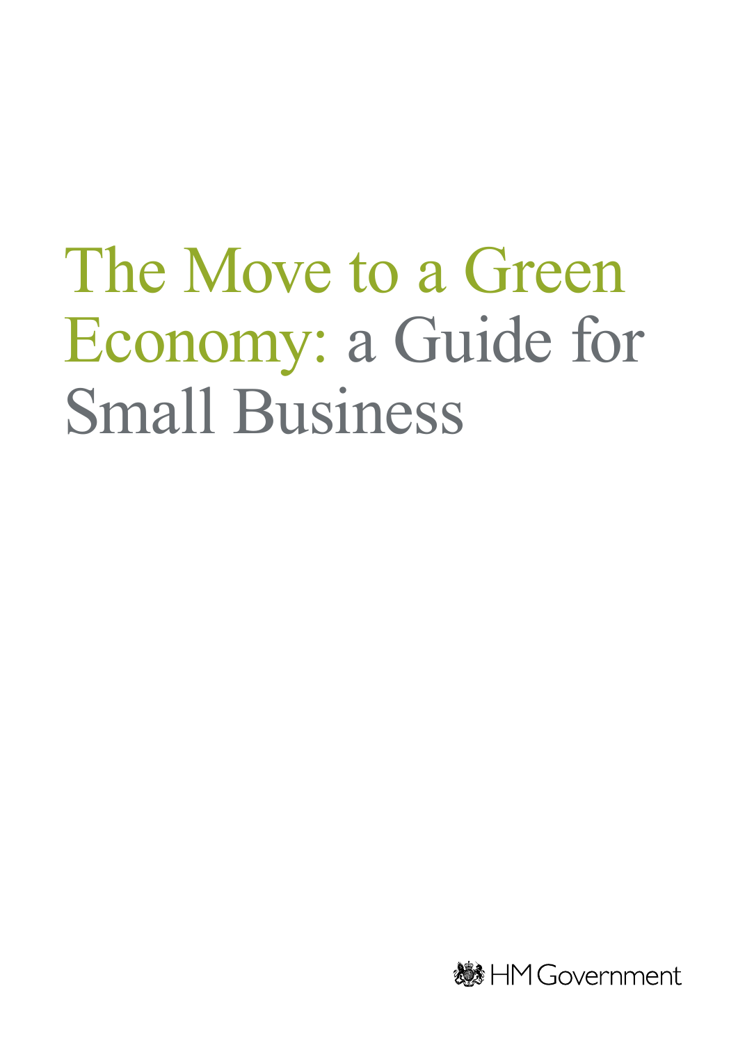# The Move to a Green Economy: a Guide for Small Business

HM Government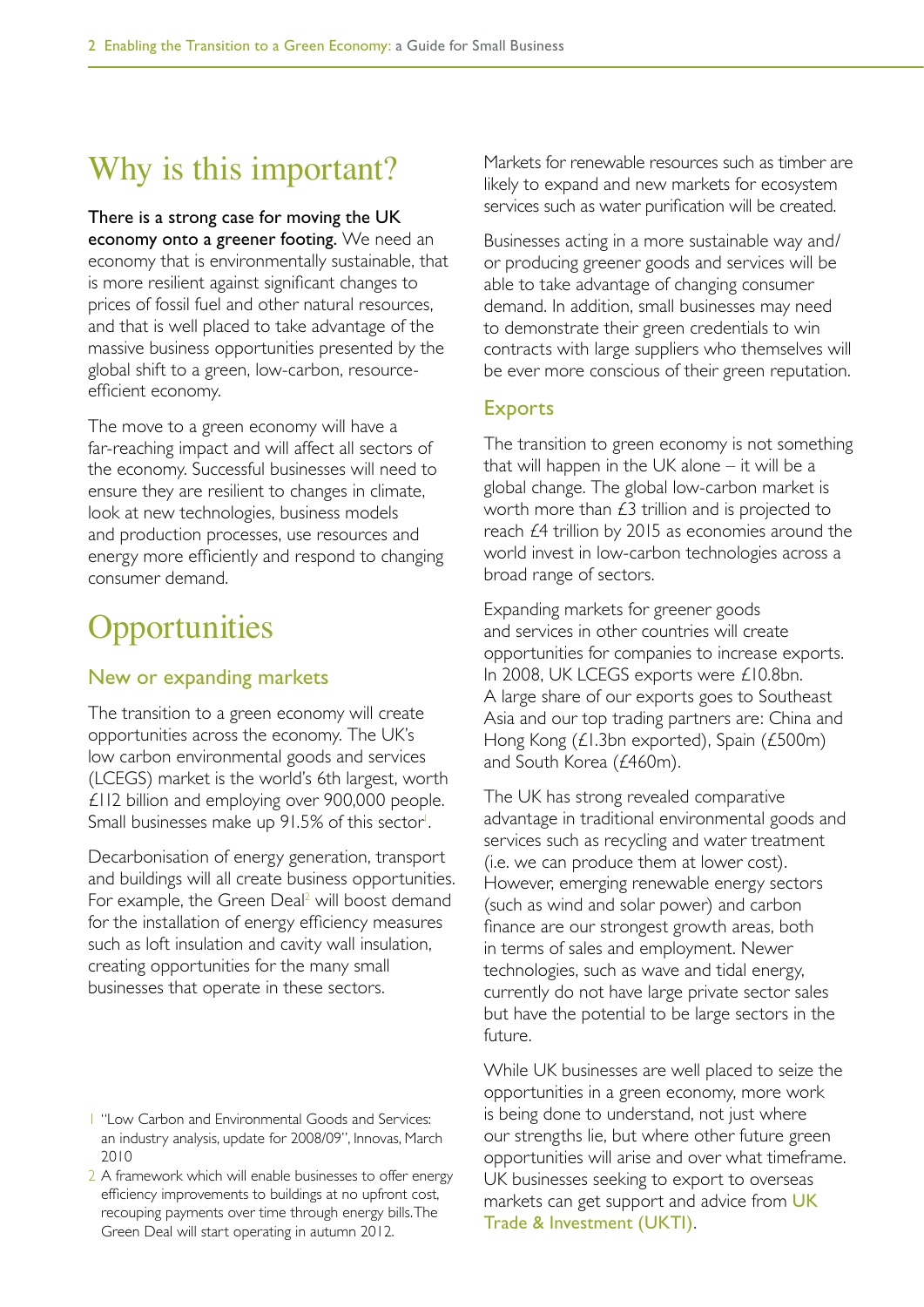# Why is this important?

**There is a strong case for moving the UK economy onto a greener footing.** We need an economy that is environmentally sustainable, that is more resilient against significant changes to prices of fossil fuel and other natural resources, and that is well placed to take advantage of the massive business opportunities presented by the global shift to a green, low-carbon, resource-efficient economy.

The move to a green economy will have a far-reaching impact and will affect all sectors of the economy. Successful businesses will need to ensure they are resilient to changes in climate, look at new technologies, business models and production processes, use resources and energy more efficiently and respond to changing consumer demand.

# Opportunities

## New or expanding markets

The transition to a green economy will create opportunities across the economy. The UK's low carbon environmental goods and services (LCEGS) market is the world's 6th largest, worth £112 billion and employing over 900,000 people. Small businesses make up 91.5% of this sector[1].

Decarbonisation of energy generation, transport and buildings will all create business opportunities. For example, the Green Deal[2] will boost demand for the installation of energy efficiency measures such as loft insulation and cavity wall insulation, creating opportunities for the many small businesses that operate in these sectors.

Markets for renewable resources such as timber are likely to expand and new markets for ecosystem services such as water purification will be created.

Businesses acting in a more sustainable way and/or producing greener goods and services will be able to take advantage of changing consumer demand. In addition, small businesses may need to demonstrate their green credentials to win contracts with large suppliers who themselves will be ever more conscious of their green reputation.

## Exports

The transition to green economy is not something that will happen in the UK alone – it will be a global change. The global low-carbon market is worth more than £3 trillion and is projected to reach £4 trillion by 2015 as economies around the world invest in low-carbon technologies across a broad range of sectors.

Expanding markets for greener goods and services in other countries will create opportunities for companies to increase exports. In 2008, UK LCEGS exports were £10.8bn. A large share of our exports goes to Southeast Asia and our top trading partners are: China and Hong Kong (£1.3bn exported), Spain (£500m) and South Korea (£460m).

The UK has strong revealed comparative advantage in traditional environmental goods and services such as recycling and water treatment (i.e. we can produce them at lower cost). However, emerging renewable energy sectors (such as wind and solar power) and carbon finance are our strongest growth areas, both in terms of sales and employment. Newer technologies, such as wave and tidal energy, currently do not have large private sector sales but have the potential to be large sectors in the future.

While UK businesses are well placed to seize the opportunities in a green economy, more work is being done to understand, not just where our strengths lie, but where other future green opportunities will arise and over what timeframe. UK businesses seeking to export to overseas markets can get support and advice from UK Trade & Investment (UKTI).

---

1 "Low Carbon and Environmental Goods and Services: an industry analysis, update for 2008/09", Innovas, March 2010

2 A framework which will enable businesses to offer energy efficiency improvements to buildings at no upfront cost, recouping payments over time through energy bills. The Green Deal will start operating in autumn 2012.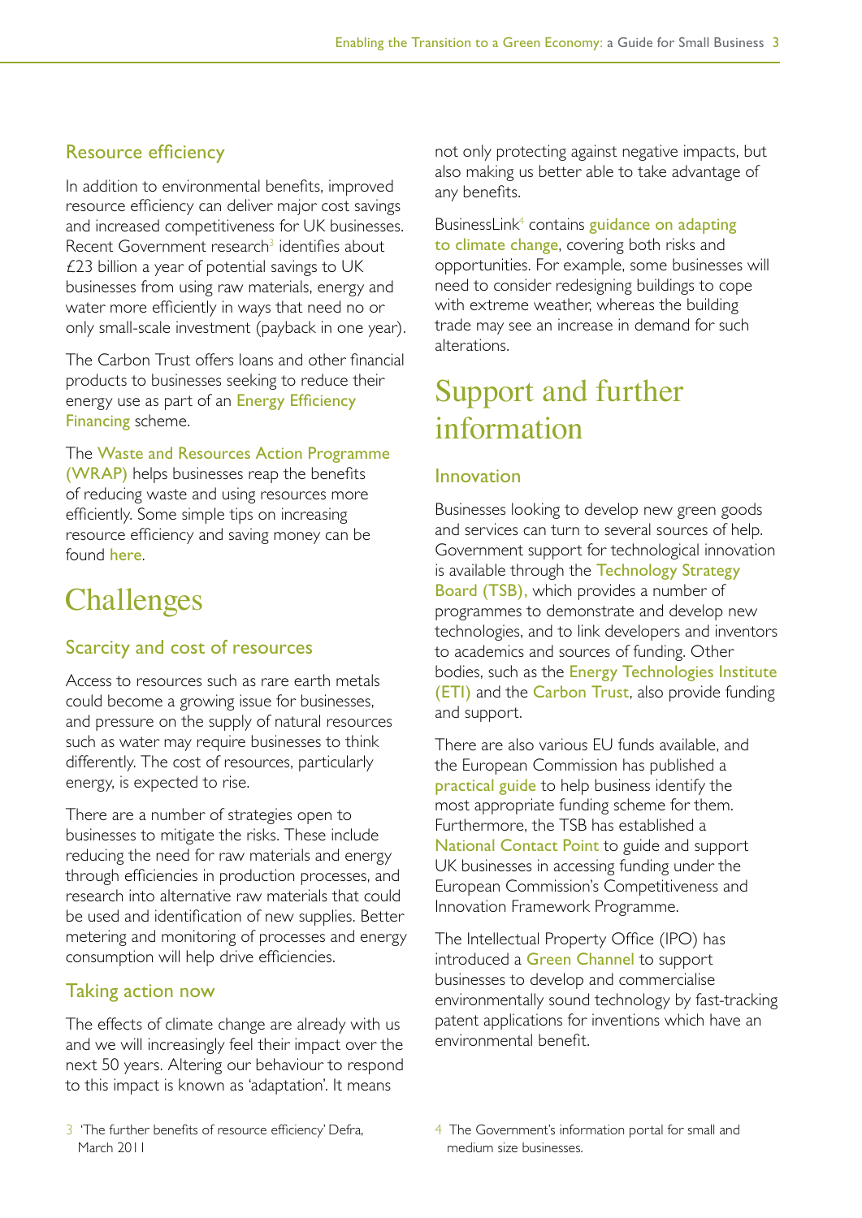### Resource efficiency

In addition to environmental benefits, improved resource efficiency can deliver major cost savings and increased competitiveness for UK businesses. Recent Government research[3] identifies about £23 billion a year of potential savings to UK businesses from using raw materials, energy and water more efficiently in ways that need no or only small-scale investment (payback in one year).

The Carbon Trust offers loans and other financial products to businesses seeking to reduce their energy use as part of an Energy Efficiency Financing scheme.

The Waste and Resources Action Programme (WRAP) helps businesses reap the benefits of reducing waste and using resources more efficiently. Some simple tips on increasing resource efficiency and saving money can be found here.

## Challenges

### Scarcity and cost of resources

Access to resources such as rare earth metals could become a growing issue for businesses, and pressure on the supply of natural resources such as water may require businesses to think differently. The cost of resources, particularly energy, is expected to rise.

There are a number of strategies open to businesses to mitigate the risks. These include reducing the need for raw materials and energy through efficiencies in production processes, and research into alternative raw materials that could be used and identification of new supplies. Better metering and monitoring of processes and energy consumption will help drive efficiencies.

### Taking action now

The effects of climate change are already with us and we will increasingly feel their impact over the next 50 years. Altering our behaviour to respond to this impact is known as 'adaptation'. It means not only protecting against negative impacts, but also making us better able to take advantage of any benefits.

BusinessLink[4] contains guidance on adapting to climate change, covering both risks and opportunities. For example, some businesses will need to consider redesigning buildings to cope with extreme weather, whereas the building trade may see an increase in demand for such alterations.

## Support and further information

### Innovation

Businesses looking to develop new green goods and services can turn to several sources of help. Government support for technological innovation is available through the Technology Strategy Board (TSB), which provides a number of programmes to demonstrate and develop new technologies, and to link developers and inventors to academics and sources of funding. Other bodies, such as the Energy Technologies Institute (ETI) and the Carbon Trust, also provide funding and support.

There are also various EU funds available, and the European Commission has published a practical guide to help business identify the most appropriate funding scheme for them. Furthermore, the TSB has established a National Contact Point to guide and support UK businesses in accessing funding under the European Commission's Competitiveness and Innovation Framework Programme.

The Intellectual Property Office (IPO) has introduced a Green Channel to support businesses to develop and commercialise environmentally sound technology by fast-tracking patent applications for inventions which have an environmental benefit.

---

[3] 'The further benefits of resource efficiency' Defra, March 2011

[4] The Government's information portal for small and medium size businesses.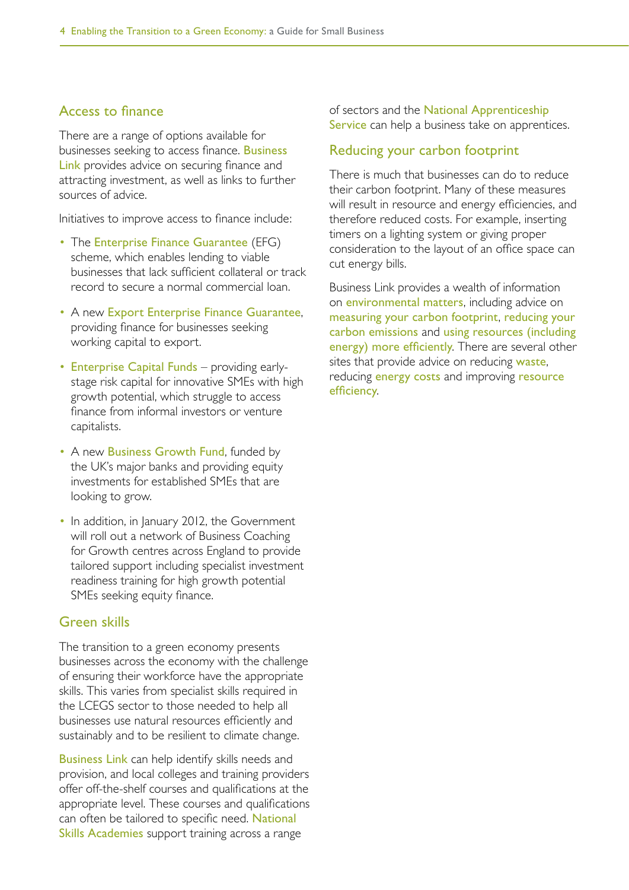## Access to finance

There are a range of options available for businesses seeking to access finance. Business Link provides advice on securing finance and attracting investment, as well as links to further sources of advice.

Initiatives to improve access to finance include:

- The Enterprise Finance Guarantee (EFG) scheme, which enables lending to viable businesses that lack sufficient collateral or track record to secure a normal commercial loan.
- A new Export Enterprise Finance Guarantee, providing finance for businesses seeking working capital to export.
- Enterprise Capital Funds – providing early-stage risk capital for innovative SMEs with high growth potential, which struggle to access finance from informal investors or venture capitalists.
- A new Business Growth Fund, funded by the UK's major banks and providing equity investments for established SMEs that are looking to grow.
- In addition, in January 2012, the Government will roll out a network of Business Coaching for Growth centres across England to provide tailored support including specialist investment readiness training for high growth potential SMEs seeking equity finance.

## Green skills

The transition to a green economy presents businesses across the economy with the challenge of ensuring their workforce have the appropriate skills. This varies from specialist skills required in the LCEGS sector to those needed to help all businesses use natural resources efficiently and sustainably and to be resilient to climate change.

Business Link can help identify skills needs and provision, and local colleges and training providers offer off-the-shelf courses and qualifications at the appropriate level. These courses and qualifications can often be tailored to specific need. National Skills Academies support training across a range of sectors and the National Apprenticeship Service can help a business take on apprentices.

## Reducing your carbon footprint

There is much that businesses can do to reduce their carbon footprint. Many of these measures will result in resource and energy efficiencies, and therefore reduced costs. For example, inserting timers on a lighting system or giving proper consideration to the layout of an office space can cut energy bills.

Business Link provides a wealth of information on environmental matters, including advice on measuring your carbon footprint, reducing your carbon emissions and using resources (including energy) more efficiently. There are several other sites that provide advice on reducing waste, reducing energy costs and improving resource efficiency.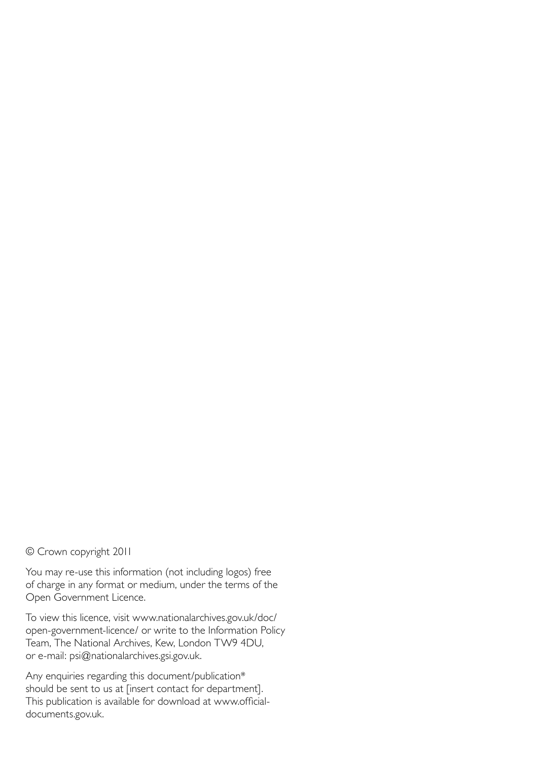© Crown copyright 2011

You may re-use this information (not including logos) free of charge in any format or medium, under the terms of the Open Government Licence.

To view this licence, visit www.nationalarchives.gov.uk/doc/open-government-licence/ or write to the Information Policy Team, The National Archives, Kew, London TW9 4DU, or e-mail: psi@nationalarchives.gsi.gov.uk.

Any enquiries regarding this document/publication* should be sent to us at [insert contact for department]. This publication is available for download at www.official-documents.gov.uk.